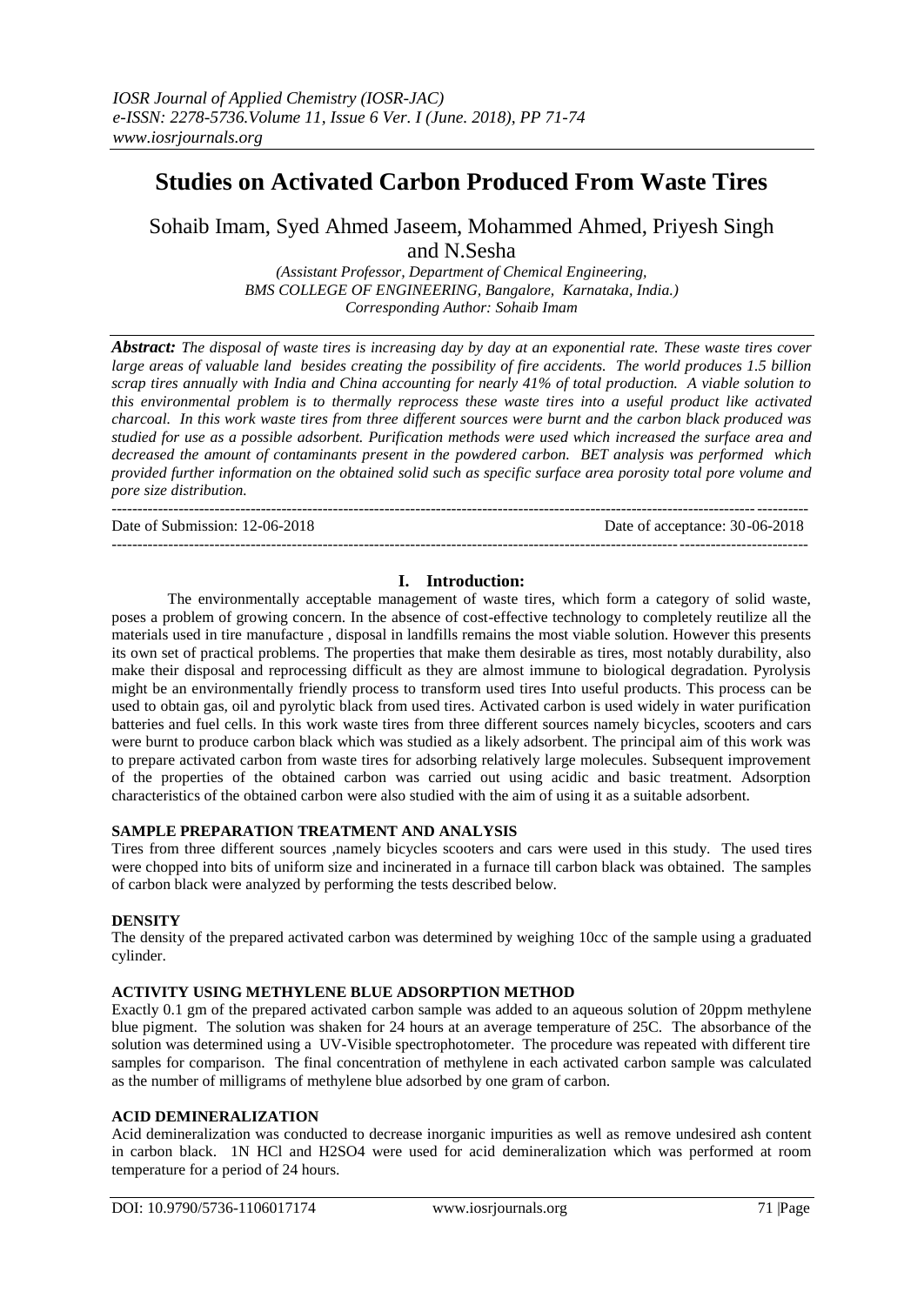# Studies on Activated Carbon Produced From Waste Tires

Sohaib Imam, Syed Ahmed Jaseem, Mohammed Ahmed, Priyesh Singh and N.Sesha

*(Assistant Professor, Department of Chemical Engineering, BMS COLLEGE OF ENGINEERING, Bangalore, Karnataka, India.)*
*Corresponding Author: Sohaib Imam*

***Abstract:** The disposal of waste tires is increasing day by day at an exponential rate. These waste tires cover large areas of valuable land besides creating the possibility of fire accidents. The world produces 1.5 billion scrap tires annually with India and China accounting for nearly 41% of total production. A viable solution to this environmental problem is to thermally reprocess these waste tires into a useful product like activated charcoal. In this work waste tires from three different sources were burnt and the carbon black produced was studied for use as a possible adsorbent. Purification methods were used which increased the surface area and decreased the amount of contaminants present in the powdered carbon. BET analysis was performed which provided further information on the obtained solid such as specific surface area porosity total pore volume and pore size distribution.*

Date of Submission: 12-06-2018 | Date of acceptance: 30-06-2018

## I. Introduction:

The environmentally acceptable management of waste tires, which form a category of solid waste, poses a problem of growing concern. In the absence of cost-effective technology to completely reutilize all the materials used in tire manufacture , disposal in landfills remains the most viable solution. However this presents its own set of practical problems. The properties that make them desirable as tires, most notably durability, also make their disposal and reprocessing difficult as they are almost immune to biological degradation. Pyrolysis might be an environmentally friendly process to transform used tires Into useful products. This process can be used to obtain gas, oil and pyrolytic black from used tires. Activated carbon is used widely in water purification batteries and fuel cells. In this work waste tires from three different sources namely bicycles, scooters and cars were burnt to produce carbon black which was studied as a likely adsorbent. The principal aim of this work was to prepare activated carbon from waste tires for adsorbing relatively large molecules. Subsequent improvement of the properties of the obtained carbon was carried out using acidic and basic treatment. Adsorption characteristics of the obtained carbon were also studied with the aim of using it as a suitable adsorbent.

### SAMPLE PREPARATION TREATMENT AND ANALYSIS

Tires from three different sources ,namely bicycles scooters and cars were used in this study. The used tires were chopped into bits of uniform size and incinerated in a furnace till carbon black was obtained. The samples of carbon black were analyzed by performing the tests described below.

### DENSITY

The density of the prepared activated carbon was determined by weighing 10cc of the sample using a graduated cylinder.

### ACTIVITY USING METHYLENE BLUE ADSORPTION METHOD

Exactly 0.1 gm of the prepared activated carbon sample was added to an aqueous solution of 20ppm methylene blue pigment. The solution was shaken for 24 hours at an average temperature of 25C. The absorbance of the solution was determined using a UV-Visible spectrophotometer. The procedure was repeated with different tire samples for comparison. The final concentration of methylene in each activated carbon sample was calculated as the number of milligrams of methylene blue adsorbed by one gram of carbon.

### ACID DEMINERALIZATION

Acid demineralization was conducted to decrease inorganic impurities as well as remove undesired ash content in carbon black. 1N HCl and $H_2SO_4$ were used for acid demineralization which was performed at room temperature for a period of 24 hours.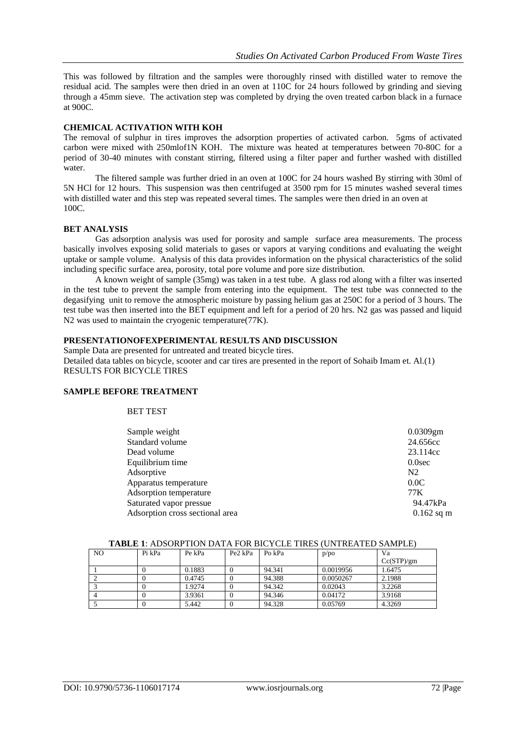This was followed by filtration and the samples were thoroughly rinsed with distilled water to remove the residual acid. The samples were then dried in an oven at 110C for 24 hours followed by grinding and sieving through a 45mm sieve. The activation step was completed by drying the oven treated carbon black in a furnace at 900C.

**CHEMICAL ACTIVATION WITH KOH**

The removal of sulphur in tires improves the adsorption properties of activated carbon. 5gms of activated carbon were mixed with 250mlof1N KOH. The mixture was heated at temperatures between 70-80C for a period of 30-40 minutes with constant stirring, filtered using a filter paper and further washed with distilled water.

The filtered sample was further dried in an oven at 100C for 24 hours washed By stirring with 30ml of 5N HCl for 12 hours. This suspension was then centrifuged at 3500 rpm for 15 minutes washed several times with distilled water and this step was repeated several times. The samples were then dried in an oven at 100C.

**BET ANALYSIS**

Gas adsorption analysis was used for porosity and sample surface area measurements. The process basically involves exposing solid materials to gases or vapors at varying conditions and evaluating the weight uptake or sample volume. Analysis of this data provides information on the physical characteristics of the solid including specific surface area, porosity, total pore volume and pore size distribution.

A known weight of sample (35mg) was taken in a test tube. A glass rod along with a filter was inserted in the test tube to prevent the sample from entering into the equipment. The test tube was connected to the degasifying unit to remove the atmospheric moisture by passing helium gas at 250C for a period of 3 hours. The test tube was then inserted into the BET equipment and left for a period of 20 hrs. N2 gas was passed and liquid N2 was used to maintain the cryogenic temperature(77K).

**PRESENTATIONOFEXPERIMENTAL RESULTS AND DISCUSSION**

Sample Data are presented for untreated and treated bicycle tires.
Detailed data tables on bicycle, scooter and car tires are presented in the report of Sohaib Imam et. Al.(1)
RESULTS FOR BICYCLE TIRES

**SAMPLE BEFORE TREATMENT**

BET TEST

| | |
|---|---|
| Sample weight | 0.0309gm |
| Standard volume | 24.656cc |
| Dead volume | 23.114cc |
| Equilibrium time | 0.0sec |
| Adsorptive | N2 |
| Apparatus temperature | 0.0C |
| Adsorption temperature | 77K |
| Saturated vapor pressue | 94.47kPa |
| Adsorption cross sectional area | 0.162 sq m |

**TABLE 1**: ADSORPTION DATA FOR BICYCLE TIRES (UNTREATED SAMPLE)

| NO | Pi kPa | Pe kPa | Pe2 kPa | Po kPa | p/po | Va Cc(STP)/gm |
|---|---|---|---|---|---|---|
| 1 | 0 | 0.1883 | 0 | 94.341 | 0.0019956 | 1.6475 |
| 2 | 0 | 0.4745 | 0 | 94.388 | 0.0050267 | 2.1988 |
| 3 | 0 | 1.9274 | 0 | 94.342 | 0.02043 | 3.2268 |
| 4 | 0 | 3.9361 | 0 | 94.346 | 0.04172 | 3.9168 |
| 5 | 0 | 5.442 | 0 | 94.328 | 0.05769 | 4.3269 |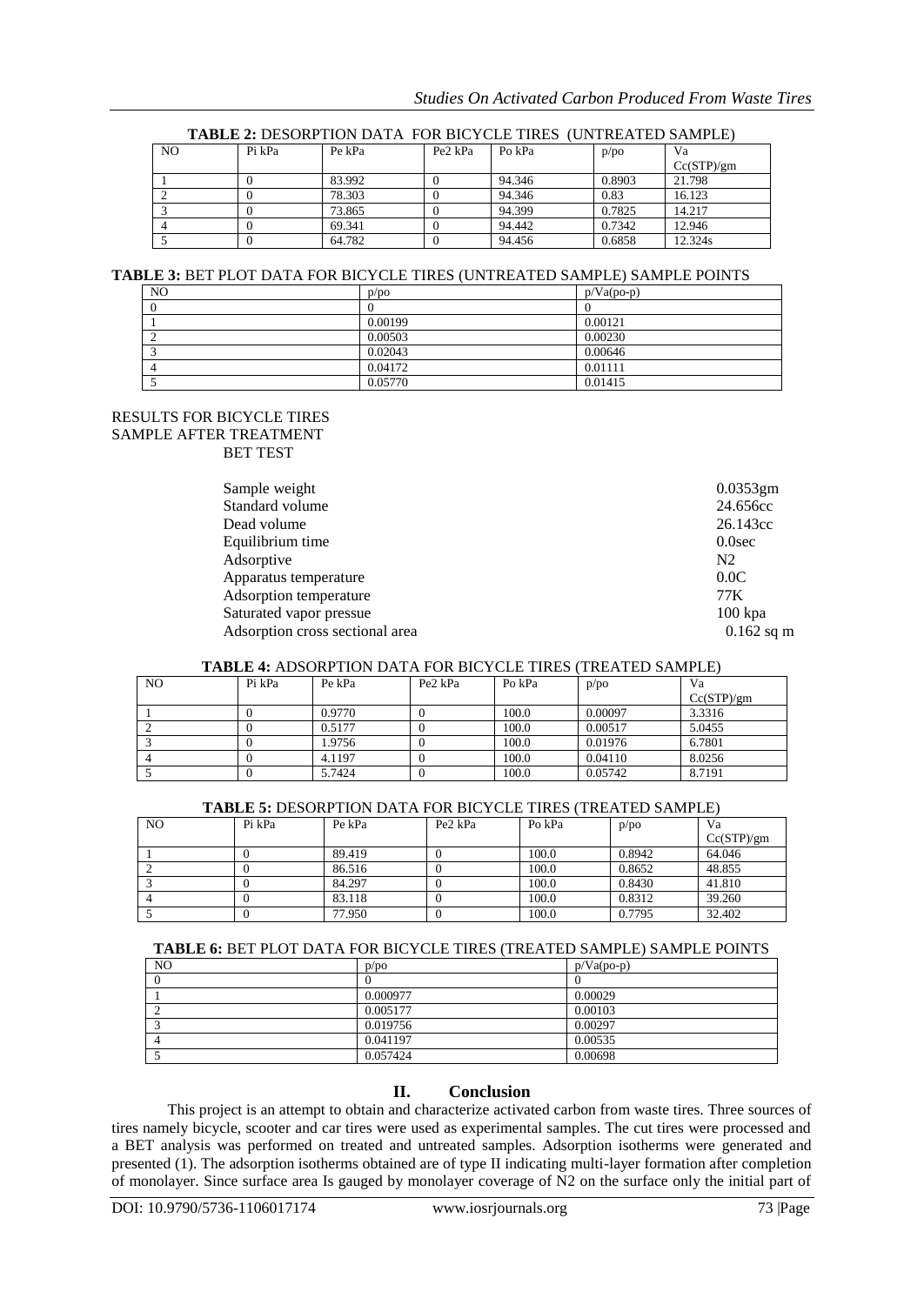**TABLE 2:** DESORPTION DATA FOR BICYCLE TIRES (UNTREATED SAMPLE)

| NO | Pi kPa | Pe kPa | Pe2 kPa | Po kPa | p/po | Va Cc(STP)/gm |
|---|---|---|---|---|---|---|
| 1 | 0 | 83.992 | 0 | 94.346 | 0.8903 | 21.798 |
| 2 | 0 | 78.303 | 0 | 94.346 | 0.83 | 16.123 |
| 3 | 0 | 73.865 | 0 | 94.399 | 0.7825 | 14.217 |
| 4 | 0 | 69.341 | 0 | 94.442 | 0.7342 | 12.946 |
| 5 | 0 | 64.782 | 0 | 94.456 | 0.6858 | 12.324s |

**TABLE 3:** BET PLOT DATA FOR BICYCLE TIRES (UNTREATED SAMPLE) SAMPLE POINTS

| NO | p/po | p/Va(po-p) |
|---|---|---|
| 0 | 0 | 0 |
| 1 | 0.00199 | 0.00121 |
| 2 | 0.00503 | 0.00230 |
| 3 | 0.02043 | 0.00646 |
| 4 | 0.04172 | 0.01111 |
| 5 | 0.05770 | 0.01415 |

RESULTS FOR BICYCLE TIRES
SAMPLE AFTER TREATMENT
BET TEST

| | |
|---|---|
| Sample weight | 0.0353gm |
| Standard volume | 24.656cc |
| Dead volume | 26.143cc |
| Equilibrium time | 0.0sec |
| Adsorptive | N2 |
| Apparatus temperature | 0.0C |
| Adsorption temperature | 77K |
| Saturated vapor pressue | 100 kpa |
| Adsorption cross sectional area | 0.162 sq m |

**TABLE 4:** ADSORPTION DATA FOR BICYCLE TIRES (TREATED SAMPLE)

| NO | Pi kPa | Pe kPa | Pe2 kPa | Po kPa | p/po | Va Cc(STP)/gm |
|---|---|---|---|---|---|---|
| 1 | 0 | 0.9770 | 0 | 100.0 | 0.00097 | 3.3316 |
| 2 | 0 | 0.5177 | 0 | 100.0 | 0.00517 | 5.0455 |
| 3 | 0 | 1.9756 | 0 | 100.0 | 0.01976 | 6.7801 |
| 4 | 0 | 4.1197 | 0 | 100.0 | 0.04110 | 8.0256 |
| 5 | 0 | 5.7424 | 0 | 100.0 | 0.05742 | 8.7191 |

**TABLE 5:** DESORPTION DATA FOR BICYCLE TIRES (TREATED SAMPLE)

| NO | Pi kPa | Pe kPa | Pe2 kPa | Po kPa | p/po | Va Cc(STP)/gm |
|---|---|---|---|---|---|---|
| 1 | 0 | 89.419 | 0 | 100.0 | 0.8942 | 64.046 |
| 2 | 0 | 86.516 | 0 | 100.0 | 0.8652 | 48.855 |
| 3 | 0 | 84.297 | 0 | 100.0 | 0.8430 | 41.810 |
| 4 | 0 | 83.118 | 0 | 100.0 | 0.8312 | 39.260 |
| 5 | 0 | 77.950 | 0 | 100.0 | 0.7795 | 32.402 |

**TABLE 6:** BET PLOT DATA FOR BICYCLE TIRES (TREATED SAMPLE) SAMPLE POINTS

| NO | p/po | p/Va(po-p) |
|---|---|---|
| 0 | 0 | 0 |
| 1 | 0.000977 | 0.00029 |
| 2 | 0.005177 | 0.00103 |
| 3 | 0.019756 | 0.00297 |
| 4 | 0.041197 | 0.00535 |
| 5 | 0.057424 | 0.00698 |

## II. Conclusion

This project is an attempt to obtain and characterize activated carbon from waste tires. Three sources of tires namely bicycle, scooter and car tires were used as experimental samples. The cut tires were processed and a BET analysis was performed on treated and untreated samples. Adsorption isotherms were generated and presented (1). The adsorption isotherms obtained are of type II indicating multi-layer formation after completion of monolayer. Since surface area Is gauged by monolayer coverage of N2 on the surface only the initial part of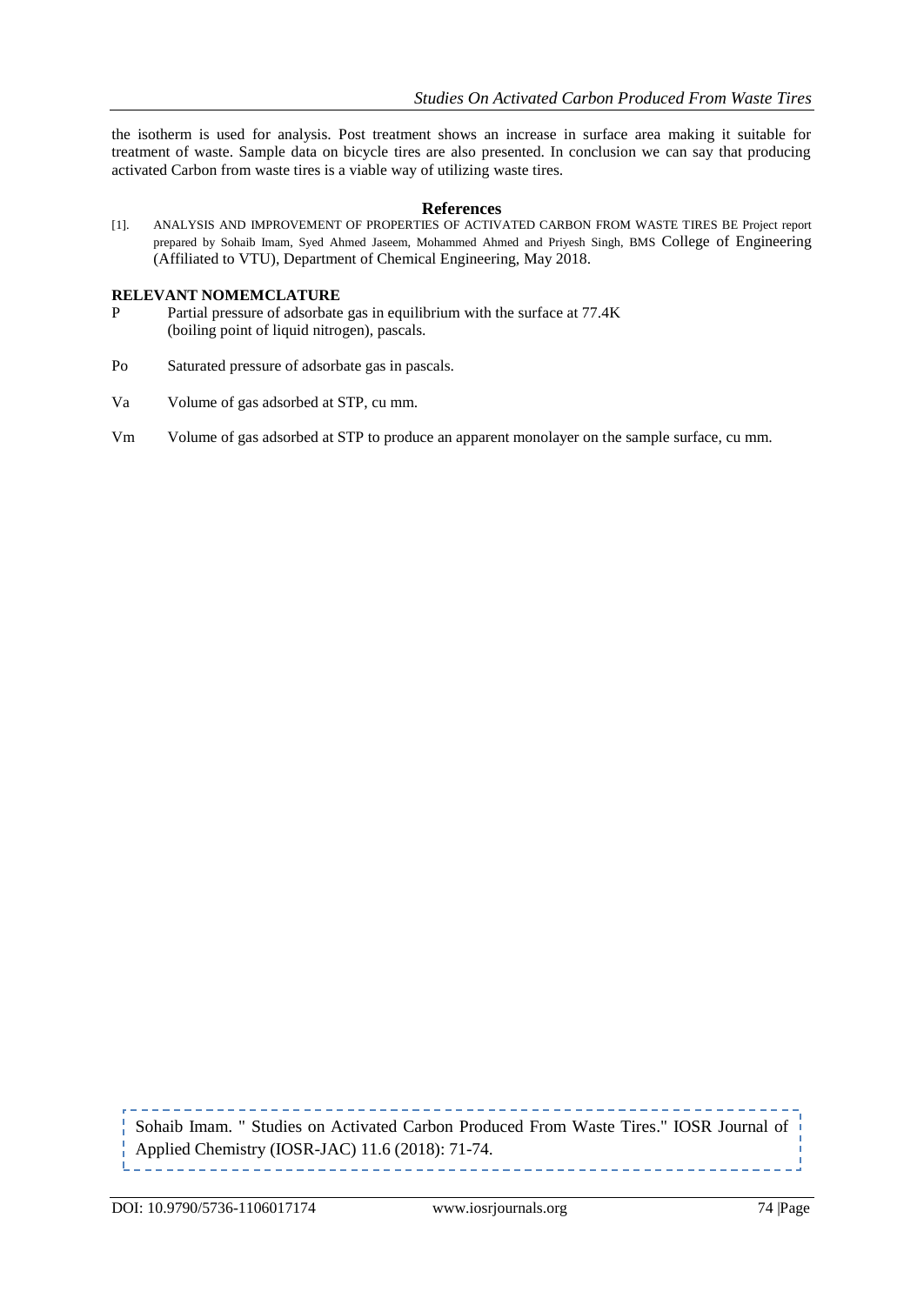the isotherm is used for analysis. Post treatment shows an increase in surface area making it suitable for treatment of waste. Sample data on bicycle tires are also presented. In conclusion we can say that producing activated Carbon from waste tires is a viable way of utilizing waste tires.

## References

[1]. ANALYSIS AND IMPROVEMENT OF PROPERTIES OF ACTIVATED CARBON FROM WASTE TIRES BE Project report prepared by Sohaib Imam, Syed Ahmed Jaseem, Mohammed Ahmed and Priyesh Singh, BMS College of Engineering (Affiliated to VTU), Department of Chemical Engineering, May 2018.

**RELEVANT NOMEMCLATURE**

P Partial pressure of adsorbate gas in equilibrium with the surface at 77.4K (boiling point of liquid nitrogen), pascals.

Po Saturated pressure of adsorbate gas in pascals.

Va Volume of gas adsorbed at STP, cu mm.

Vm Volume of gas adsorbed at STP to produce an apparent monolayer on the sample surface, cu mm.

Sohaib Imam. " Studies on Activated Carbon Produced From Waste Tires." IOSR Journal of Applied Chemistry (IOSR-JAC) 11.6 (2018): 71-74.